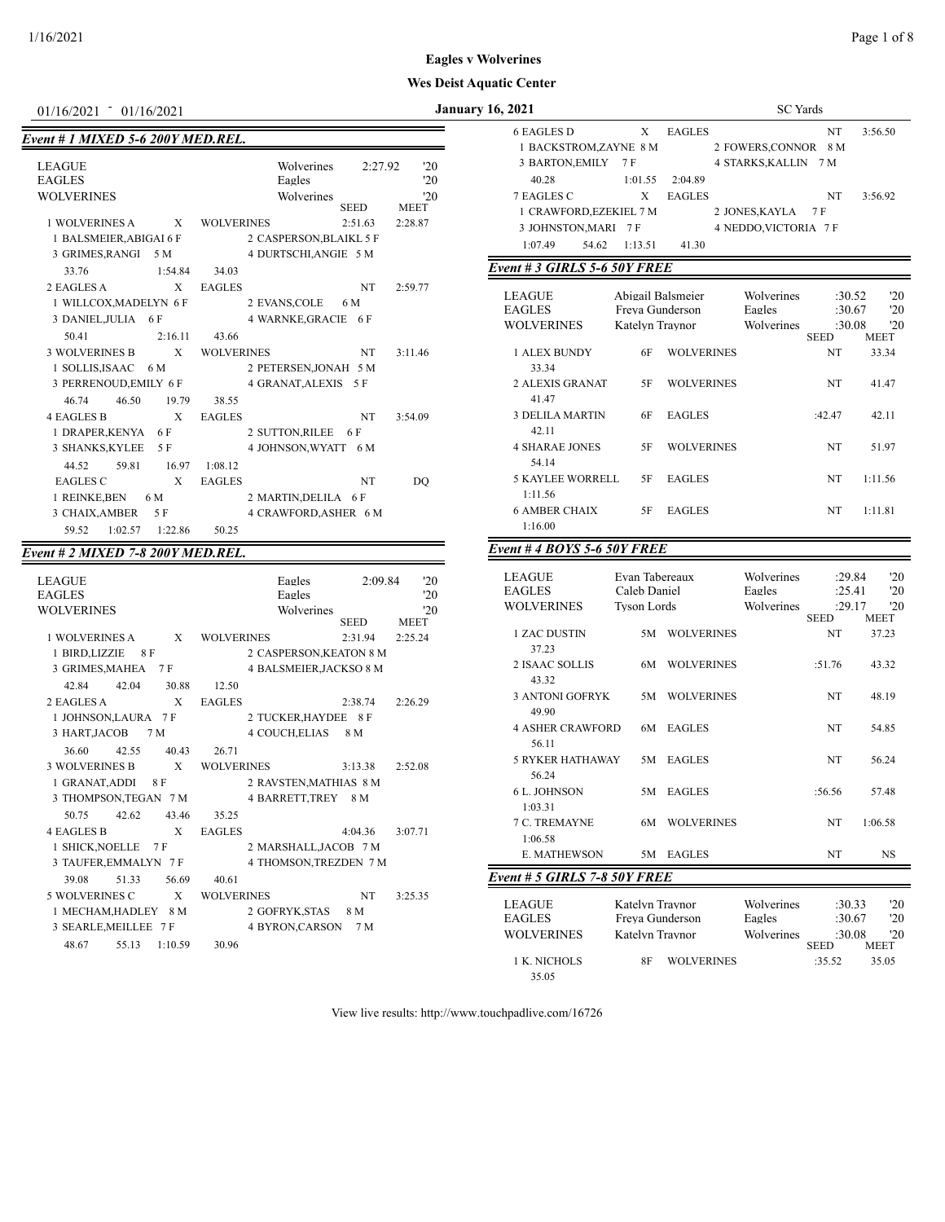# Eagles v Wolverines

## Wes Deist Aquatic Center

01/16/2021 - 01/16/2021 — January 16, 2021 — SC Yards

### Event # 1 MIXED 5-6 200Y MED.REL.

| | | | |
|---|---|---|---|
| LEAGUE | Wolverines | 2:27.92 | '20 |
| EAGLES | Eagles | | '20 |
| WOLVERINES | Wolverines | | '20 |

| Place | Team | | Club | SEED | MEET |
|---|---|---|---|---|---|
| 1 | WOLVERINES A | X | WOLVERINES | 2:51.63 | 2:28.87 |
| | 1 BALSMEIER,ABIGAI 6 F; 2 CASPERSON,BLAIKL 5 F; 3 GRIMES,RANGI 5 M; 4 DURTSCHI,ANGIE 5 M | | | | |
| | 33.76 1:54.84 34.03 | | | | |
| 2 | EAGLES A | X | EAGLES | NT | 2:59.77 |
| | 1 WILLCOX,MADELYN 6 F; 2 EVANS,COLE 6 M; 3 DANIEL,JULIA 6 F; 4 WARNKE,GRACIE 6 F | | | | |
| | 50.41 2:16.11 43.66 | | | | |
| 3 | WOLVERINES B | X | WOLVERINES | NT | 3:11.46 |
| | 1 SOLLIS,ISAAC 6 M; 2 PETERSEN,JONAH 5 M; 3 PERRENOUD,EMILY 6 F; 4 GRANAT,ALEXIS 5 F | | | | |
| | 46.74 46.50 19.79 38.55 | | | | |
| 4 | EAGLES B | X | EAGLES | NT | 3:54.09 |
| | 1 DRAPER,KENYA 6 F; 2 SUTTON,RILEE 6 F; 3 SHANKS,KYLEE 5 F; 4 JOHNSON,WYATT 6 M | | | | |
| | 44.52 59.81 16.97 1:08.12 | | | | |
| | EAGLES C | X | EAGLES | NT | DQ |
| | 1 REINKE,BEN 6 M; 2 MARTIN,DELILA 6 F; 3 CHAIX,AMBER 5 F; 4 CRAWFORD,ASHER 6 M | | | | |
| | 59.52 1:02.57 1:22.86 50.25 | | | | |

### Event # 2 MIXED 7-8 200Y MED.REL.

| | | | |
|---|---|---|---|
| LEAGUE | Eagles | 2:09.84 | '20 |
| EAGLES | Eagles | | '20 |
| WOLVERINES | Wolverines | | '20 |

| Place | Team | | Club | SEED | MEET |
|---|---|---|---|---|---|
| 1 | WOLVERINES A | X | WOLVERINES | 2:31.94 | 2:25.24 |
| | 1 BIRD,LIZZIE 8 F; 2 CASPERSON,KEATON 8 M; 3 GRIMES,MAHEA 7 F; 4 BALSMEIER,JACKSO 8 M | | | | |
| | 42.84 42.04 30.88 12.50 | | | | |
| 2 | EAGLES A | X | EAGLES | 2:38.74 | 2:26.29 |
| | 1 JOHNSON,LAURA 7 F; 2 TUCKER,HAYDEE 8 F; 3 HART,JACOB 7 M; 4 COUCH,ELIAS 8 M | | | | |
| | 36.60 42.55 40.43 26.71 | | | | |
| 3 | WOLVERINES B | X | WOLVERINES | 3:13.38 | 2:52.08 |
| | 1 GRANAT,ADDI 8 F; 2 RAVSTEN,MATHIAS 8 M; 3 THOMPSON,TEGAN 7 M; 4 BARRETT,TREY 8 M | | | | |
| | 50.75 42.62 43.46 35.25 | | | | |
| 4 | EAGLES B | X | EAGLES | 4:04.36 | 3:07.71 |
| | 1 SHICK,NOELLE 7 F; 2 MARSHALL,JACOB 7 M; 3 TAUFER,EMMALYN 7 F; 4 THOMSON,TREZDEN 7 M | | | | |
| | 39.08 51.33 56.69 40.61 | | | | |
| 5 | WOLVERINES C | X | WOLVERINES | NT | 3:25.35 |
| | 1 MECHAM,HADLEY 8 M; 2 GOFRYK,STAS 8 M; 3 SEARLE,MEILLEE 7 F; 4 BYRON,CARSON 7 M | | | | |
| | 48.67 55.13 1:10.59 30.96 | | | | |
| 6 | EAGLES D | X | EAGLES | NT | 3:56.50 |
| | 1 BACKSTROM,ZAYNE 8 M; 2 FOWERS,CONNOR 8 M; 3 BARTON,EMILY 7 F; 4 STARKS,KALLIN 7 M | | | | |
| | 40.28 1:01.55 2:04.89 | | | | |
| 7 | EAGLES C | X | EAGLES | NT | 3:56.92 |
| | 1 CRAWFORD,EZEKIEL 7 M; 2 JONES,KAYLA 7 F; 3 JOHNSTON,MARI 7 F; 4 NEDDO,VICTORIA 7 F | | | | |
| | 1:07.49 54.62 1:13.51 41.30 | | | | |

### Event # 3 GIRLS 5-6 50Y FREE

| | | | | |
|---|---|---|---|---|
| LEAGUE | Abigail Balsmeier | Wolverines | :30.52 | '20 |
| EAGLES | Freya Gunderson | Eagles | :30.67 | '20 |
| WOLVERINES | Katelyn Traynor | Wolverines | :30.08 | '20 |

| Place | Name | Age | Club | SEED | MEET |
|---|---|---|---|---|---|
| 1 | ALEX BUNDY | 6F | WOLVERINES | NT | 33.34 |
| | 33.34 | | | | |
| 2 | ALEXIS GRANAT | 5F | WOLVERINES | NT | 41.47 |
| | 41.47 | | | | |
| 3 | DELILA MARTIN | 6F | EAGLES | :42.47 | 42.11 |
| | 42.11 | | | | |
| 4 | SHARAE JONES | 5F | WOLVERINES | NT | 51.97 |
| | 54.14 | | | | |
| 5 | KAYLEE WORRELL | 5F | EAGLES | NT | 1:11.56 |
| | 1:11.56 | | | | |
| 6 | AMBER CHAIX | 5F | EAGLES | NT | 1:11.81 |
| | 1:16.00 | | | | |

### Event # 4 BOYS 5-6 50Y FREE

| | | | | |
|---|---|---|---|---|
| LEAGUE | Evan Tabereaux | Wolverines | :29.84 | '20 |
| EAGLES | Caleb Daniel | Eagles | :25.41 | '20 |
| WOLVERINES | Tyson Lords | Wolverines | :29.17 | '20 |

| Place | Name | Age | Club | SEED | MEET |
|---|---|---|---|---|---|
| 1 | ZAC DUSTIN | 5M | WOLVERINES | NT | 37.23 |
| | 37.23 | | | | |
| 2 | ISAAC SOLLIS | 6M | WOLVERINES | :51.76 | 43.32 |
| | 43.32 | | | | |
| 3 | ANTONI GOFRYK | 5M | WOLVERINES | NT | 48.19 |
| | 49.90 | | | | |
| 4 | ASHER CRAWFORD | 6M | EAGLES | NT | 54.85 |
| | 56.11 | | | | |
| 5 | RYKER HATHAWAY | 5M | EAGLES | NT | 56.24 |
| | 56.24 | | | | |
| 6 | L. JOHNSON | 5M | EAGLES | :56.56 | 57.48 |
| | 1:03.31 | | | | |
| 7 | C. TREMAYNE | 6M | WOLVERINES | NT | 1:06.58 |
| | 1:06.58 | | | | |
| | E. MATHEWSON | 5M | EAGLES | NT | NS |

### Event # 5 GIRLS 7-8 50Y FREE

| | | | | |
|---|---|---|---|---|
| LEAGUE | Katelyn Traynor | Wolverines | :30.33 | '20 |
| EAGLES | Freya Gunderson | Eagles | :30.67 | '20 |
| WOLVERINES | Katelyn Traynor | Wolverines | :30.08 | '20 |

| Place | Name | Age | Club | SEED | MEET |
|---|---|---|---|---|---|
| 1 | K. NICHOLS | 8F | WOLVERINES | :35.52 | 35.05 |
| | 35.05 | | | | |

View live results: http://www.touchpadlive.com/16726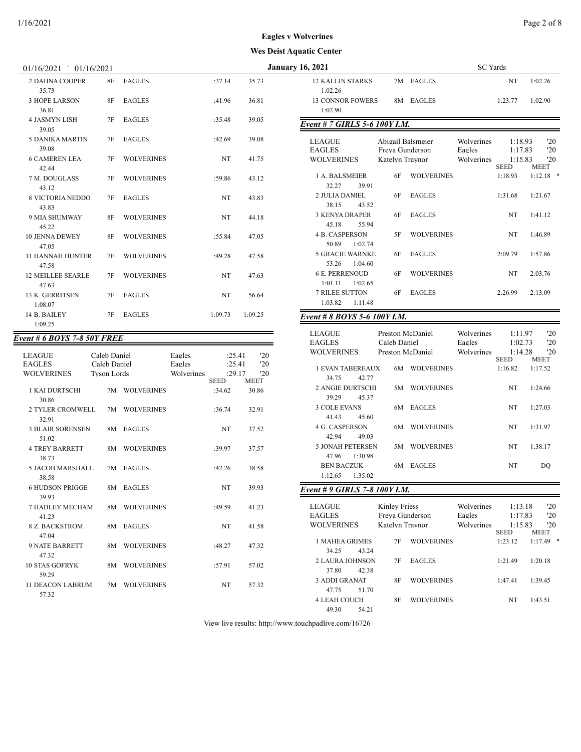## Eagles v Wolverines

### Wes Deist Aquatic Center

01/16/2021 - 01/16/2021 — January 16, 2021 — SC Yards

(continued)

| Place / Name | Age | Team | Seed | Meet |
|---|---|---|---|---|
| 2 DAHNA COOPER | 8F | EAGLES | :37.14 | 35.73 |
| 35.73 | | | | |
| 3 HOPE LARSON | 8F | EAGLES | :41.96 | 36.81 |
| 36.81 | | | | |
| 4 JASMYN LISH | 7F | EAGLES | :35.48 | 39.05 |
| 39.05 | | | | |
| 5 DANIKA MARTIN | 7F | EAGLES | :42.69 | 39.08 |
| 39.08 | | | | |
| 6 CAMEREN LEA | 7F | WOLVERINES | NT | 41.75 |
| 42.44 | | | | |
| 7 M. DOUGLASS | 7F | WOLVERINES | :59.86 | 43.12 |
| 43.12 | | | | |
| 8 VICTORIA NEDDO | 7F | EAGLES | NT | 43.83 |
| 43.83 | | | | |
| 9 MIA SHUMWAY | 8F | WOLVERINES | NT | 44.18 |
| 45.22 | | | | |
| 10 JENNA DEWEY | 8F | WOLVERINES | :55.84 | 47.05 |
| 47.05 | | | | |
| 11 HANNAH HUNTER | 7F | WOLVERINES | :49.28 | 47.58 |
| 47.58 | | | | |
| 12 MEILLEE SEARLE | 7F | WOLVERINES | NT | 47.63 |
| 47.63 | | | | |
| 13 K. GERRITSEN | 7F | EAGLES | NT | 56.64 |
| 1:08.07 | | | | |
| 14 B. BAILEY | 7F | EAGLES | 1:09.73 | 1:09.25 |
| 1:09.25 | | | | |

## Event # 6 BOYS 7-8 50Y FREE

| Record | Name | Team | Time | Year |
|---|---|---|---|---|
| LEAGUE | Caleb Daniel | Eagles | :25.41 | '20 |
| EAGLES | Caleb Daniel | Eagles | :25.41 | '20 |
| WOLVERINES | Tyson Lords | Wolverines | :29.17 | '20 |

| Place / Name | Age | Team | Seed | Meet |
|---|---|---|---|---|
| 1 KAI DURTSCHI | 7M | WOLVERINES | :34.62 | 30.86 |
| 30.86 | | | | |
| 2 TYLER CROMWELL | 7M | WOLVERINES | :36.74 | 32.91 |
| 32.91 | | | | |
| 3 BLAIR SORENSEN | 8M | EAGLES | NT | 37.52 |
| 51.02 | | | | |
| 4 TREY BARRETT | 8M | WOLVERINES | :39.97 | 37.57 |
| 38.73 | | | | |
| 5 JACOB MARSHALL | 7M | EAGLES | :42.26 | 38.58 |
| 38.58 | | | | |
| 6 HUDSON PRIGGE | 8M | EAGLES | NT | 39.93 |
| 39.93 | | | | |
| 7 HADLEY MECHAM | 8M | WOLVERINES | :49.59 | 41.23 |
| 41.23 | | | | |
| 8 Z. BACKSTROM | 8M | EAGLES | NT | 41.58 |
| 47.04 | | | | |
| 9 NATE BARRETT | 8M | WOLVERINES | :48.27 | 47.32 |
| 47.32 | | | | |
| 10 STAS GOFRYK | 8M | WOLVERINES | :57.91 | 57.02 |
| 59.29 | | | | |
| 11 DEACON LABRUM | 7M | WOLVERINES | NT | 57.32 |
| 57.32 | | | | |
| 12 KALLIN STARKS | 7M | EAGLES | NT | 1:02.26 |
| 1:02.26 | | | | |
| 13 CONNOR FOWERS | 8M | EAGLES | 1:23.77 | 1:02.90 |
| 1:02.90 | | | | |

## Event # 7 GIRLS 5-6 100Y I.M.

| Record | Name | Team | Time | Year |
|---|---|---|---|---|
| LEAGUE | Abigail Balsmeier | Wolverines | 1:18.93 | '20 |
| EAGLES | Freya Gunderson | Eagles | 1:17.83 | '20 |
| WOLVERINES | Katelyn Traynor | Wolverines | 1:15.83 | '20 |

| Place / Name | Age | Team | Seed | Meet |
|---|---|---|---|---|
| 1 A. BALSMEIER | 6F | WOLVERINES | 1:18.93 | 1:12.18 * |
| 32.27 39.91 | | | | |
| 2 JULIA DANIEL | 6F | EAGLES | 1:31.68 | 1:21.67 |
| 38.15 43.52 | | | | |
| 3 KENYA DRAPER | 6F | EAGLES | NT | 1:41.12 |
| 45.18 55.94 | | | | |
| 4 B. CASPERSON | 5F | WOLVERINES | NT | 1:46.89 |
| 50.89 1:02.74 | | | | |
| 5 GRACIE WARNKE | 6F | EAGLES | 2:09.79 | 1:57.86 |
| 53.26 1:04.60 | | | | |
| 6 E. PERRENOUD | 6F | WOLVERINES | NT | 2:03.76 |
| 1:01.11 1:02.65 | | | | |
| 7 RILEE SUTTON | 6F | EAGLES | 2:26.99 | 2:13.09 |
| 1:03.82 1:11.48 | | | | |

## Event # 8 BOYS 5-6 100Y I.M.

| Record | Name | Team | Time | Year |
|---|---|---|---|---|
| LEAGUE | Preston McDaniel | Wolverines | 1:11.97 | '20 |
| EAGLES | Caleb Daniel | Eagles | 1:02.73 | '20 |
| WOLVERINES | Preston McDaniel | Wolverines | 1:14.28 | '20 |

| Place / Name | Age | Team | Seed | Meet |
|---|---|---|---|---|
| 1 EVAN TABEREAUX | 6M | WOLVERINES | 1:16.82 | 1:17.52 |
| 34.75 42.77 | | | | |
| 2 ANGIE DURTSCHI | 5M | WOLVERINES | NT | 1:24.66 |
| 39.29 45.37 | | | | |
| 3 COLE EVANS | 6M | EAGLES | NT | 1:27.03 |
| 41.43 45.60 | | | | |
| 4 G. CASPERSON | 6M | WOLVERINES | NT | 1:31.97 |
| 42.94 49.03 | | | | |
| 5 JONAH PETERSEN | 5M | WOLVERINES | NT | 1:38.17 |
| 47.96 1:30.98 | | | | |
| BEN BACZUK | 6M | EAGLES | NT | DQ |
| 1:12.65 1:35.02 | | | | |

## Event # 9 GIRLS 7-8 100Y I.M.

| Record | Name | Team | Time | Year |
|---|---|---|---|---|
| LEAGUE | Kinley Friess | Wolverines | 1:13.18 | '20 |
| EAGLES | Freya Gunderson | Eagles | 1:17.83 | '20 |
| WOLVERINES | Katelyn Traynor | Wolverines | 1:15.83 | '20 |

| Place / Name | Age | Team | Seed | Meet |
|---|---|---|---|---|
| 1 MAHEA GRIMES | 7F | WOLVERINES | 1:23.12 | 1:17.49 * |
| 34.25 43.24 | | | | |
| 2 LAURA JOHNSON | 7F | EAGLES | 1:21.49 | 1:20.18 |
| 37.80 42.38 | | | | |
| 3 ADDI GRANAT | 8F | WOLVERINES | 1:47.41 | 1:39.45 |
| 47.75 51.70 | | | | |
| 4 LEAH COUCH | 8F | WOLVERINES | NT | 1:43.51 |
| 49.30 54.21 | | | | |

View live results: http://www.touchpadlive.com/16726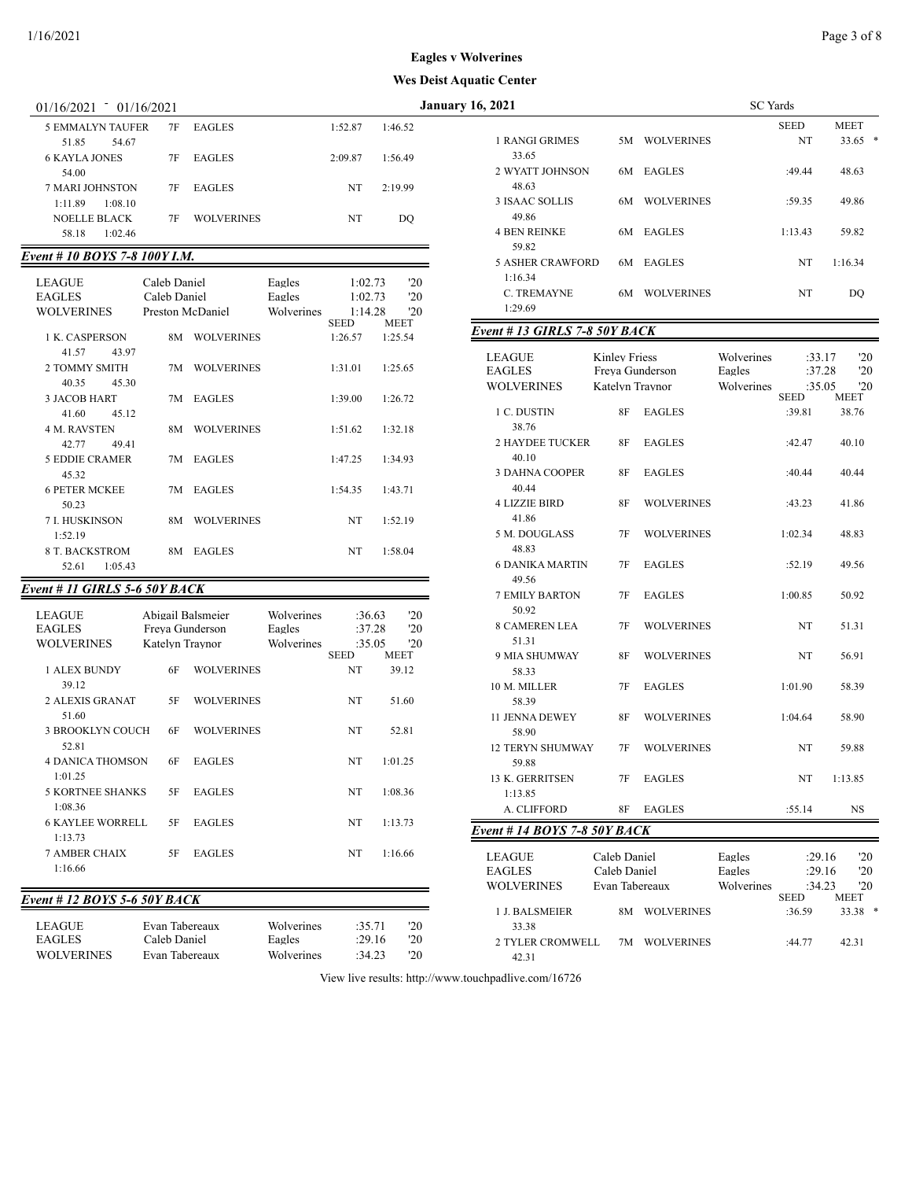**Eagles v Wolverines**

**Wes Deist Aquatic Center**

01/16/2021 - 01/16/2021 **January 16, 2021** SC Yards

| Name | Age | Team | Seed | Meet |
|---|---|---|---|---|
| 5 EMMALYN TAUFER | 7F | EAGLES | 1:52.87 | 1:46.52 |
| 51.85 54.67 | | | | |
| 6 KAYLA JONES | 7F | EAGLES | 2:09.87 | 1:56.49 |
| 54.00 | | | | |
| 7 MARI JOHNSTON | 7F | EAGLES | NT | 2:19.99 |
| 1:11.89 1:08.10 | | | | |
| NOELLE BLACK | 7F | WOLVERINES | NT | DQ |
| 58.18 1:02.46 | | | | |

### *Event # 10 BOYS 7-8 100Y I.M.*

| | | | | |
|---|---|---|---|---|
| LEAGUE | Caleb Daniel | Eagles | 1:02.73 | '20 |
| EAGLES | Caleb Daniel | Eagles | 1:02.73 | '20 |
| WOLVERINES | Preston McDaniel | Wolverines | 1:14.28 | '20 |

| Name | Age | Team | SEED | MEET |
|---|---|---|---|---|
| 1 K. CASPERSON | 8M | WOLVERINES | 1:26.57 | 1:25.54 |
| 41.57 43.97 | | | | |
| 2 TOMMY SMITH | 7M | WOLVERINES | 1:31.01 | 1:25.65 |
| 40.35 45.30 | | | | |
| 3 JACOB HART | 7M | EAGLES | 1:39.00 | 1:26.72 |
| 41.60 45.12 | | | | |
| 4 M. RAVSTEN | 8M | WOLVERINES | 1:51.62 | 1:32.18 |
| 42.77 49.41 | | | | |
| 5 EDDIE CRAMER | 7M | EAGLES | 1:47.25 | 1:34.93 |
| 45.32 | | | | |
| 6 PETER MCKEE | 7M | EAGLES | 1:54.35 | 1:43.71 |
| 50.23 | | | | |
| 7 I. HUSKINSON | 8M | WOLVERINES | NT | 1:52.19 |
| 1:52.19 | | | | |
| 8 T. BACKSTROM | 8M | EAGLES | NT | 1:58.04 |
| 52.61 1:05.43 | | | | |

### *Event # 11 GIRLS 5-6 50Y BACK*

| | | | | |
|---|---|---|---|---|
| LEAGUE | Abigail Balsmeier | Wolverines | :36.63 | '20 |
| EAGLES | Freya Gunderson | Eagles | :37.28 | '20 |
| WOLVERINES | Katelyn Traynor | Wolverines | :35.05 | '20 |

| Name | Age | Team | SEED | MEET |
|---|---|---|---|---|
| 1 ALEX BUNDY | 6F | WOLVERINES | NT | 39.12 |
| 39.12 | | | | |
| 2 ALEXIS GRANAT | 5F | WOLVERINES | NT | 51.60 |
| 51.60 | | | | |
| 3 BROOKLYN COUCH | 6F | WOLVERINES | NT | 52.81 |
| 52.81 | | | | |
| 4 DANICA THOMSON | 6F | EAGLES | NT | 1:01.25 |
| 1:01.25 | | | | |
| 5 KORTNEE SHANKS | 5F | EAGLES | NT | 1:08.36 |
| 1:08.36 | | | | |
| 6 KAYLEE WORRELL | 5F | EAGLES | NT | 1:13.73 |
| 1:13.73 | | | | |
| 7 AMBER CHAIX | 5F | EAGLES | NT | 1:16.66 |
| 1:16.66 | | | | |

### *Event # 12 BOYS 5-6 50Y BACK*

| | | | | |
|---|---|---|---|---|
| LEAGUE | Evan Tabereaux | Wolverines | :35.71 | '20 |
| EAGLES | Caleb Daniel | Eagles | :29.16 | '20 |
| WOLVERINES | Evan Tabereaux | Wolverines | :34.23 | '20 |

| Name | Age | Team | SEED | MEET |
|---|---|---|---|---|
| 1 RANGI GRIMES | 5M | WOLVERINES | NT | 33.65 * |
| 33.65 | | | | |
| 2 WYATT JOHNSON | 6M | EAGLES | :49.44 | 48.63 |
| 48.63 | | | | |
| 3 ISAAC SOLLIS | 6M | WOLVERINES | :59.35 | 49.86 |
| 49.86 | | | | |
| 4 BEN REINKE | 6M | EAGLES | 1:13.43 | 59.82 |
| 59.82 | | | | |
| 5 ASHER CRAWFORD | 6M | EAGLES | NT | 1:16.34 |
| 1:16.34 | | | | |
| C. TREMAYNE | 6M | WOLVERINES | NT | DQ |
| 1:29.69 | | | | |

### *Event # 13 GIRLS 7-8 50Y BACK*

| | | | | |
|---|---|---|---|---|
| LEAGUE | Kinley Friess | Wolverines | :33.17 | '20 |
| EAGLES | Freya Gunderson | Eagles | :37.28 | '20 |
| WOLVERINES | Katelyn Traynor | Wolverines | :35.05 | '20 |

| Name | Age | Team | SEED | MEET |
|---|---|---|---|---|
| 1 C. DUSTIN | 8F | EAGLES | :39.81 | 38.76 |
| 38.76 | | | | |
| 2 HAYDEE TUCKER | 8F | EAGLES | :42.47 | 40.10 |
| 40.10 | | | | |
| 3 DAHNA COOPER | 8F | EAGLES | :40.44 | 40.44 |
| 40.44 | | | | |
| 4 LIZZIE BIRD | 8F | WOLVERINES | :43.23 | 41.86 |
| 41.86 | | | | |
| 5 M. DOUGLASS | 7F | WOLVERINES | 1:02.34 | 48.83 |
| 48.83 | | | | |
| 6 DANIKA MARTIN | 7F | EAGLES | :52.19 | 49.56 |
| 49.56 | | | | |
| 7 EMILY BARTON | 7F | EAGLES | 1:00.85 | 50.92 |
| 50.92 | | | | |
| 8 CAMEREN LEA | 7F | WOLVERINES | NT | 51.31 |
| 51.31 | | | | |
| 9 MIA SHUMWAY | 8F | WOLVERINES | NT | 56.91 |
| 58.33 | | | | |
| 10 M. MILLER | 7F | EAGLES | 1:01.90 | 58.39 |
| 58.39 | | | | |
| 11 JENNA DEWEY | 8F | WOLVERINES | 1:04.64 | 58.90 |
| 58.90 | | | | |
| 12 TERYN SHUMWAY | 7F | WOLVERINES | NT | 59.88 |
| 59.88 | | | | |
| 13 K. GERRITSEN | 7F | EAGLES | NT | 1:13.85 |
| 1:13.85 | | | | |
| A. CLIFFORD | 8F | EAGLES | :55.14 | NS |

### *Event # 14 BOYS 7-8 50Y BACK*

| | | | | |
|---|---|---|---|---|
| LEAGUE | Caleb Daniel | Eagles | :29.16 | '20 |
| EAGLES | Caleb Daniel | Eagles | :29.16 | '20 |
| WOLVERINES | Evan Tabereaux | Wolverines | :34.23 | '20 |

| Name | Age | Team | SEED | MEET |
|---|---|---|---|---|
| 1 J. BALSMEIER | 8M | WOLVERINES | :36.59 | 33.38 * |
| 33.38 | | | | |
| 2 TYLER CROMWELL | 7M | WOLVERINES | :44.77 | 42.31 |
| 42.31 | | | | |

View live results: http://www.touchpadlive.com/16726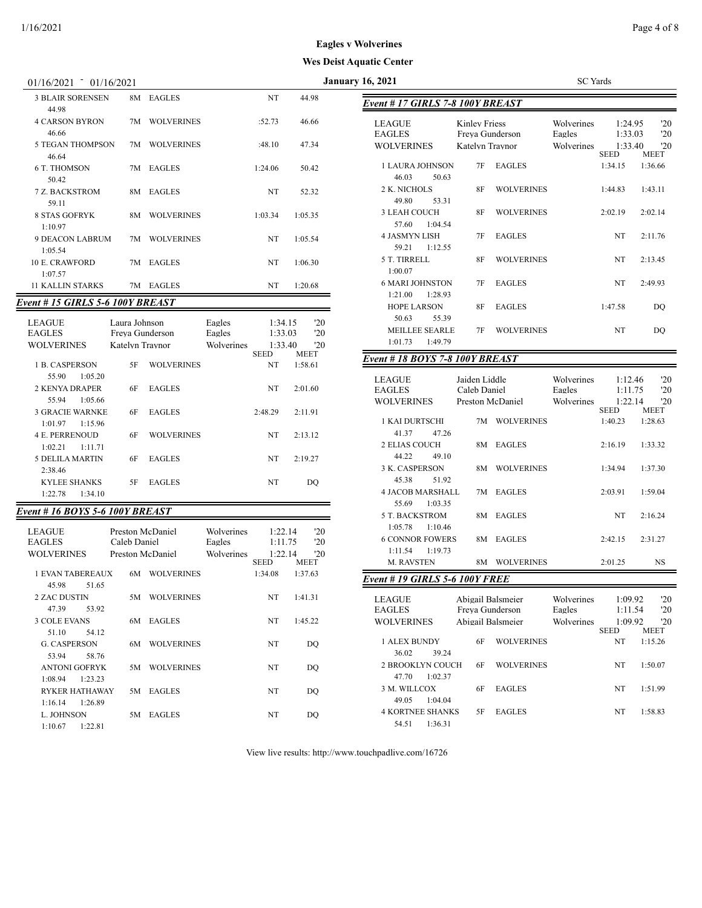# Eagles v Wolverines

## Wes Deist Aquatic Center

01/16/2021 - 01/16/2021 — January 16, 2021 — SC Yards

| Name | Age | Team | Seed | Meet |
|---|---|---|---|---|
| 3 BLAIR SORENSEN | 8M | EAGLES | NT | 44.98 |
| 44.98 | | | | |
| 4 CARSON BYRON | 7M | WOLVERINES | :52.73 | 46.66 |
| 46.66 | | | | |
| 5 TEGAN THOMPSON | 7M | WOLVERINES | :48.10 | 47.34 |
| 46.64 | | | | |
| 6 T. THOMSON | 7M | EAGLES | 1:24.06 | 50.42 |
| 50.42 | | | | |
| 7 Z. BACKSTROM | 8M | EAGLES | NT | 52.32 |
| 59.11 | | | | |
| 8 STAS GOFRYK | 8M | WOLVERINES | 1:03.34 | 1:05.35 |
| 1:10.97 | | | | |
| 9 DEACON LABRUM | 7M | WOLVERINES | NT | 1:05.54 |
| 1:05.54 | | | | |
| 10 E. CRAWFORD | 7M | EAGLES | NT | 1:06.30 |
| 1:07.57 | | | | |
| 11 KALLIN STARKS | 7M | EAGLES | NT | 1:20.68 |

### Event # 15 GIRLS 5-6 100Y BREAST

| Record | Name | Team | Time | Year |
|---|---|---|---|---|
| LEAGUE | Laura Johnson | Eagles | 1:34.15 | '20 |
| EAGLES | Freya Gunderson | Eagles | 1:33.03 | '20 |
| WOLVERINES | Katelyn Traynor | Wolverines | 1:33.40 | '20 |

| Name | Age | Team | SEED | MEET |
|---|---|---|---|---|
| 1 B. CASPERSON | 5F | WOLVERINES | NT | 1:58.61 |
| 55.90 1:05.20 | | | | |
| 2 KENYA DRAPER | 6F | EAGLES | NT | 2:01.60 |
| 55.94 1:05.66 | | | | |
| 3 GRACIE WARNKE | 6F | EAGLES | 2:48.29 | 2:11.91 |
| 1:01.97 1:15.96 | | | | |
| 4 E. PERRENOUD | 6F | WOLVERINES | NT | 2:13.12 |
| 1:02.21 1:11.71 | | | | |
| 5 DELILA MARTIN | 6F | EAGLES | NT | 2:19.27 |
| 2:38.46 | | | | |
| KYLEE SHANKS | 5F | EAGLES | NT | DQ |
| 1:22.78 1:34.10 | | | | |

### Event # 16 BOYS 5-6 100Y BREAST

| Record | Name | Team | Time | Year |
|---|---|---|---|---|
| LEAGUE | Preston McDaniel | Wolverines | 1:22.14 | '20 |
| EAGLES | Caleb Daniel | Eagles | 1:11.75 | '20 |
| WOLVERINES | Preston McDaniel | Wolverines | 1:22.14 | '20 |

| Name | Age | Team | SEED | MEET |
|---|---|---|---|---|
| 1 EVAN TABEREAUX | 6M | WOLVERINES | 1:34.08 | 1:37.63 |
| 45.98 51.65 | | | | |
| 2 ZAC DUSTIN | 5M | WOLVERINES | NT | 1:41.31 |
| 47.39 53.92 | | | | |
| 3 COLE EVANS | 6M | EAGLES | NT | 1:45.22 |
| 51.10 54.12 | | | | |
| G. CASPERSON | 6M | WOLVERINES | NT | DQ |
| 53.94 58.76 | | | | |
| ANTONI GOFRYK | 5M | WOLVERINES | NT | DQ |
| 1:08.94 1:23.23 | | | | |
| RYKER HATHAWAY | 5M | EAGLES | NT | DQ |
| 1:16.14 1:26.89 | | | | |
| L. JOHNSON | 5M | EAGLES | NT | DQ |
| 1:10.67 1:22.81 | | | | |

### Event # 17 GIRLS 7-8 100Y BREAST

| Record | Name | Team | Time | Year |
|---|---|---|---|---|
| LEAGUE | Kinley Friess | Wolverines | 1:24.95 | '20 |
| EAGLES | Freya Gunderson | Eagles | 1:33.03 | '20 |
| WOLVERINES | Katelyn Traynor | Wolverines | 1:33.40 | '20 |

| Name | Age | Team | SEED | MEET |
|---|---|---|---|---|
| 1 LAURA JOHNSON | 7F | EAGLES | 1:34.15 | 1:36.66 |
| 46.03 50.63 | | | | |
| 2 K. NICHOLS | 8F | WOLVERINES | 1:44.83 | 1:43.11 |
| 49.80 53.31 | | | | |
| 3 LEAH COUCH | 8F | WOLVERINES | 2:02.19 | 2:02.14 |
| 57.60 1:04.54 | | | | |
| 4 JASMYN LISH | 7F | EAGLES | NT | 2:11.76 |
| 59.21 1:12.55 | | | | |
| 5 T. TIRRELL | 8F | WOLVERINES | NT | 2:13.45 |
| 1:00.07 | | | | |
| 6 MARI JOHNSTON | 7F | EAGLES | NT | 2:49.93 |
| 1:21.00 1:28.93 | | | | |
| HOPE LARSON | 8F | EAGLES | 1:47.58 | DQ |
| 50.63 55.39 | | | | |
| MEILLEE SEARLE | 7F | WOLVERINES | NT | DQ |
| 1:01.73 1:49.79 | | | | |

### Event # 18 BOYS 7-8 100Y BREAST

| Record | Name | Team | Time | Year |
|---|---|---|---|---|
| LEAGUE | Jaiden Liddle | Wolverines | 1:12.46 | '20 |
| EAGLES | Caleb Daniel | Eagles | 1:11.75 | '20 |
| WOLVERINES | Preston McDaniel | Wolverines | 1:22.14 | '20 |

| Name | Age | Team | SEED | MEET |
|---|---|---|---|---|
| 1 KAI DURTSCHI | 7M | WOLVERINES | 1:40.23 | 1:28.63 |
| 41.37 47.26 | | | | |
| 2 ELIAS COUCH | 8M | EAGLES | 2:16.19 | 1:33.32 |
| 44.22 49.10 | | | | |
| 3 K. CASPERSON | 8M | WOLVERINES | 1:34.94 | 1:37.30 |
| 45.38 51.92 | | | | |
| 4 JACOB MARSHALL | 7M | EAGLES | 2:03.91 | 1:59.04 |
| 55.69 1:03.35 | | | | |
| 5 T. BACKSTROM | 8M | EAGLES | NT | 2:16.24 |
| 1:05.78 1:10.46 | | | | |
| 6 CONNOR FOWERS | 8M | EAGLES | 2:42.15 | 2:31.27 |
| 1:11.54 1:19.73 | | | | |
| M. RAVSTEN | 8M | WOLVERINES | 2:01.25 | NS |

### Event # 19 GIRLS 5-6 100Y FREE

| Record | Name | Team | Time | Year |
|---|---|---|---|---|
| LEAGUE | Abigail Balsmeier | Wolverines | 1:09.92 | '20 |
| EAGLES | Freya Gunderson | Eagles | 1:11.54 | '20 |
| WOLVERINES | Abigail Balsmeier | Wolverines | 1:09.92 | '20 |

| Name | Age | Team | SEED | MEET |
|---|---|---|---|---|
| 1 ALEX BUNDY | 6F | WOLVERINES | NT | 1:15.26 |
| 36.02 39.24 | | | | |
| 2 BROOKLYN COUCH | 6F | WOLVERINES | NT | 1:50.07 |
| 47.70 1:02.37 | | | | |
| 3 M. WILLCOX | 6F | EAGLES | NT | 1:51.99 |
| 49.05 1:04.04 | | | | |
| 4 KORTNEE SHANKS | 5F | EAGLES | NT | 1:58.83 |
| 54.51 1:36.31 | | | | |

View live results: http://www.touchpadlive.com/16726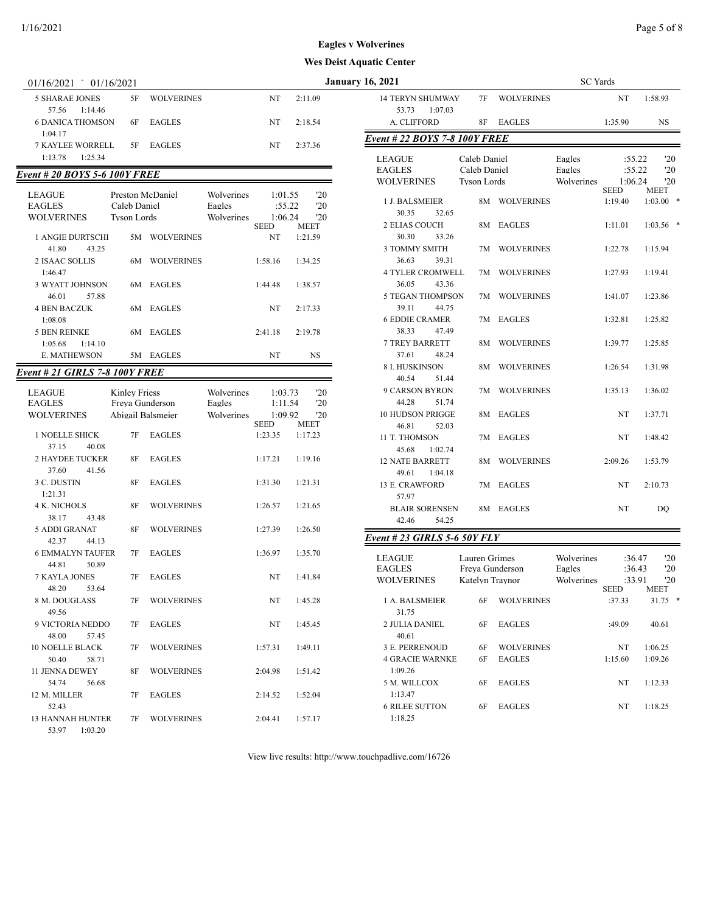**Eagles v Wolverines**

**Wes Deist Aquatic Center**

01/16/2021 - 01/16/2021 — January 16, 2021 — SC Yards

| Name | Age | Team | Seed | Meet |
|---|---|---|---|---|
| 5 SHARAE JONES | 5F | WOLVERINES | NT | 2:11.09 |
| 57.56   1:14.46 | | | | |
| 6 DANICA THOMSON | 6F | EAGLES | NT | 2:18.54 |
| 1:04.17 | | | | |
| 7 KAYLEE WORRELL | 5F | EAGLES | NT | 2:37.36 |
| 1:13.78   1:25.34 | | | | |

### *Event # 20 BOYS 5-6 100Y FREE*

| Record | Name | Team | Time | Year |
|---|---|---|---|---|
| LEAGUE | Preston McDaniel | Wolverines | 1:01.55 | '20 |
| EAGLES | Caleb Daniel | Eagles | :55.22 | '20 |
| WOLVERINES | Tyson Lords | Wolverines | 1:06.24 | '20 |

| Name | Age | Team | Seed | Meet |
|---|---|---|---|---|
| 1 ANGIE DURTSCHI | 5M | WOLVERINES | NT | 1:21.59 |
| 41.80   43.25 | | | | |
| 2 ISAAC SOLLIS | 6M | WOLVERINES | 1:58.16 | 1:34.25 |
| 1:46.47 | | | | |
| 3 WYATT JOHNSON | 6M | EAGLES | 1:44.48 | 1:38.57 |
| 46.01   57.88 | | | | |
| 4 BEN BACZUK | 6M | EAGLES | NT | 2:17.33 |
| 1:08.08 | | | | |
| 5 BEN REINKE | 6M | EAGLES | 2:41.18 | 2:19.78 |
| 1:05.68   1:14.10 | | | | |
| E. MATHEWSON | 5M | EAGLES | NT | NS |

### *Event # 21 GIRLS 7-8 100Y FREE*

| Record | Name | Team | Time | Year |
|---|---|---|---|---|
| LEAGUE | Kinley Friess | Wolverines | 1:03.73 | '20 |
| EAGLES | Freya Gunderson | Eagles | 1:11.54 | '20 |
| WOLVERINES | Abigail Balsmeier | Wolverines | 1:09.92 | '20 |

| Name | Age | Team | Seed | Meet |
|---|---|---|---|---|
| 1 NOELLE SHICK | 7F | EAGLES | 1:23.35 | 1:17.23 |
| 37.15   40.08 | | | | |
| 2 HAYDEE TUCKER | 8F | EAGLES | 1:17.21 | 1:19.16 |
| 37.60   41.56 | | | | |
| 3 C. DUSTIN | 8F | EAGLES | 1:31.30 | 1:21.31 |
| 1:21.31 | | | | |
| 4 K. NICHOLS | 8F | WOLVERINES | 1:26.57 | 1:21.65 |
| 38.17   43.48 | | | | |
| 5 ADDI GRANAT | 8F | WOLVERINES | 1:27.39 | 1:26.50 |
| 42.37   44.13 | | | | |
| 6 EMMALYN TAUFER | 7F | EAGLES | 1:36.97 | 1:35.70 |
| 44.81   50.89 | | | | |
| 7 KAYLA JONES | 7F | EAGLES | NT | 1:41.84 |
| 48.20   53.64 | | | | |
| 8 M. DOUGLASS | 7F | WOLVERINES | NT | 1:45.28 |
| 49.56 | | | | |
| 9 VICTORIA NEDDO | 7F | EAGLES | NT | 1:45.45 |
| 48.00   57.45 | | | | |
| 10 NOELLE BLACK | 7F | WOLVERINES | 1:57.31 | 1:49.11 |
| 50.40   58.71 | | | | |
| 11 JENNA DEWEY | 8F | WOLVERINES | 2:04.98 | 1:51.42 |
| 54.74   56.68 | | | | |
| 12 M. MILLER | 7F | EAGLES | 2:14.52 | 1:52.04 |
| 52.43 | | | | |
| 13 HANNAH HUNTER | 7F | WOLVERINES | 2:04.41 | 1:57.17 |
| 53.97   1:03.20 | | | | |
| 14 TERYN SHUMWAY | 7F | WOLVERINES | NT | 1:58.93 |
| 53.73   1:07.03 | | | | |
| A. CLIFFORD | 8F | EAGLES | 1:35.90 | NS |

### *Event # 22 BOYS 7-8 100Y FREE*

| Record | Name | Team | Time | Year |
|---|---|---|---|---|
| LEAGUE | Caleb Daniel | Eagles | :55.22 | '20 |
| EAGLES | Caleb Daniel | Eagles | :55.22 | '20 |
| WOLVERINES | Tyson Lords | Wolverines | 1:06.24 | '20 |

| Name | Age | Team | Seed | Meet |
|---|---|---|---|---|
| 1 J. BALSMEIER | 8M | WOLVERINES | 1:19.40 | 1:03.00 * |
| 30.35   32.65 | | | | |
| 2 ELIAS COUCH | 8M | EAGLES | 1:11.01 | 1:03.56 * |
| 30.30   33.26 | | | | |
| 3 TOMMY SMITH | 7M | WOLVERINES | 1:22.78 | 1:15.94 |
| 36.63   39.31 | | | | |
| 4 TYLER CROMWELL | 7M | WOLVERINES | 1:27.93 | 1:19.41 |
| 36.05   43.36 | | | | |
| 5 TEGAN THOMPSON | 7M | WOLVERINES | 1:41.07 | 1:23.86 |
| 39.11   44.75 | | | | |
| 6 EDDIE CRAMER | 7M | EAGLES | 1:32.81 | 1:25.82 |
| 38.33   47.49 | | | | |
| 7 TREY BARRETT | 8M | WOLVERINES | 1:39.77 | 1:25.85 |
| 37.61   48.24 | | | | |
| 8 I. HUSKINSON | 8M | WOLVERINES | 1:26.54 | 1:31.98 |
| 40.54   51.44 | | | | |
| 9 CARSON BYRON | 7M | WOLVERINES | 1:35.13 | 1:36.02 |
| 44.28   51.74 | | | | |
| 10 HUDSON PRIGGE | 8M | EAGLES | NT | 1:37.71 |
| 46.81   52.03 | | | | |
| 11 T. THOMSON | 7M | EAGLES | NT | 1:48.42 |
| 45.68   1:02.74 | | | | |
| 12 NATE BARRETT | 8M | WOLVERINES | 2:09.26 | 1:53.79 |
| 49.61   1:04.18 | | | | |
| 13 E. CRAWFORD | 7M | EAGLES | NT | 2:10.73 |
| 57.97 | | | | |
| BLAIR SORENSEN | 8M | EAGLES | NT | DQ |
| 42.46   54.25 | | | | |

### *Event # 23 GIRLS 5-6 50Y FLY*

| Record | Name | Team | Time | Year |
|---|---|---|---|---|
| LEAGUE | Lauren Grimes | Wolverines | :36.47 | '20 |
| EAGLES | Freya Gunderson | Eagles | :36.43 | '20 |
| WOLVERINES | Katelyn Traynor | Wolverines | :33.91 | '20 |

| Name | Age | Team | Seed | Meet |
|---|---|---|---|---|
| 1 A. BALSMEIER | 6F | WOLVERINES | :37.33 | 31.75 * |
| 31.75 | | | | |
| 2 JULIA DANIEL | 6F | EAGLES | :49.09 | 40.61 |
| 40.61 | | | | |
| 3 E. PERRENOUD | 6F | WOLVERINES | NT | 1:06.25 |
| 4 GRACIE WARNKE | 6F | EAGLES | 1:15.60 | 1:09.26 |
| 1:09.26 | | | | |
| 5 M. WILLCOX | 6F | EAGLES | NT | 1:12.33 |
| 1:13.47 | | | | |
| 6 RILEE SUTTON | 6F | EAGLES | NT | 1:18.25 |
| 1:18.25 | | | | |

View live results: http://www.touchpadlive.com/16726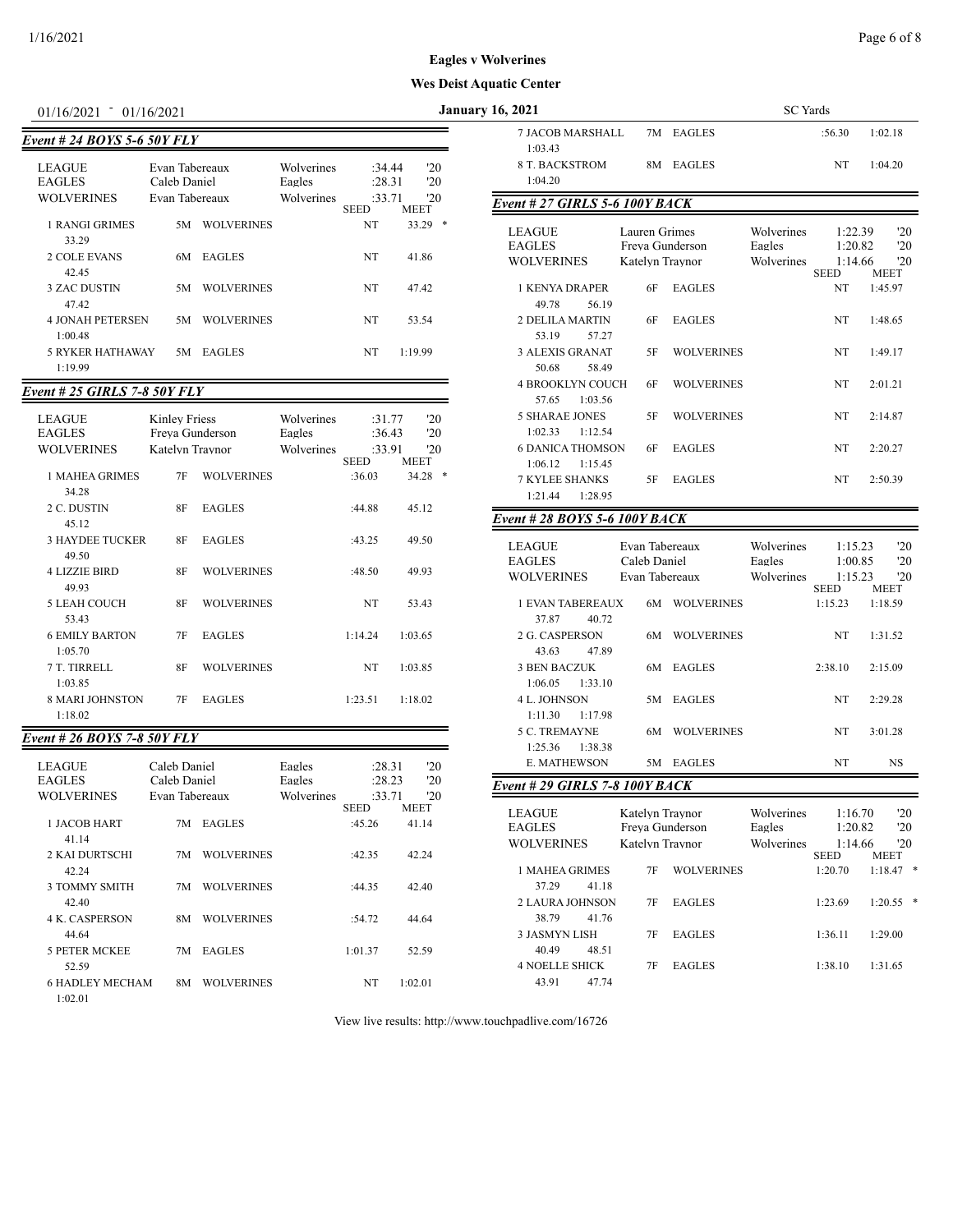# Eagles v Wolverines

## Wes Deist Aquatic Center

01/16/2021 - 01/16/2021 — January 16, 2021 — SC Yards

### Event # 24 BOYS 5-6 50Y FLY

| | | | | |
|---|---|---|---|---|
| LEAGUE | Evan Tabereaux | Wolverines | :34.44 | '20 |
| EAGLES | Caleb Daniel | Eagles | :28.31 | '20 |
| WOLVERINES | Evan Tabereaux | Wolverines | :33.71 | '20 |

| Place / Name | Age | Team | SEED | MEET |
|---|---|---|---|---|
| 1 RANGI GRIMES (33.29) | 5M | WOLVERINES | NT | 33.29 * |
| 2 COLE EVANS (42.45) | 6M | EAGLES | NT | 41.86 |
| 3 ZAC DUSTIN (47.42) | 5M | WOLVERINES | NT | 47.42 |
| 4 JONAH PETERSEN (1:00.48) | 5M | WOLVERINES | NT | 53.54 |
| 5 RYKER HATHAWAY (1:19.99) | 5M | EAGLES | NT | 1:19.99 |

### Event # 25 GIRLS 7-8 50Y FLY

| | | | | |
|---|---|---|---|---|
| LEAGUE | Kinley Friess | Wolverines | :31.77 | '20 |
| EAGLES | Freya Gunderson | Eagles | :36.43 | '20 |
| WOLVERINES | Katelyn Traynor | Wolverines | :33.91 | '20 |

| Place / Name | Age | Team | SEED | MEET |
|---|---|---|---|---|
| 1 MAHEA GRIMES (34.28) | 7F | WOLVERINES | :36.03 | 34.28 * |
| 2 C. DUSTIN (45.12) | 8F | EAGLES | :44.88 | 45.12 |
| 3 HAYDEE TUCKER (49.50) | 8F | EAGLES | :43.25 | 49.50 |
| 4 LIZZIE BIRD (49.93) | 8F | WOLVERINES | :48.50 | 49.93 |
| 5 LEAH COUCH (53.43) | 8F | WOLVERINES | NT | 53.43 |
| 6 EMILY BARTON (1:05.70) | 7F | EAGLES | 1:14.24 | 1:03.65 |
| 7 T. TIRRELL (1:03.85) | 8F | WOLVERINES | NT | 1:03.85 |
| 8 MARI JOHNSTON (1:18.02) | 7F | EAGLES | 1:23.51 | 1:18.02 |

### Event # 26 BOYS 7-8 50Y FLY

| | | | | |
|---|---|---|---|---|
| LEAGUE | Caleb Daniel | Eagles | :28.31 | '20 |
| EAGLES | Caleb Daniel | Eagles | :28.23 | '20 |
| WOLVERINES | Evan Tabereaux | Wolverines | :33.71 | '20 |

| Place / Name | Age | Team | SEED | MEET |
|---|---|---|---|---|
| 1 JACOB HART (41.14) | 7M | EAGLES | :45.26 | 41.14 |
| 2 KAI DURTSCHI (42.24) | 7M | WOLVERINES | :42.35 | 42.24 |
| 3 TOMMY SMITH (42.40) | 7M | WOLVERINES | :44.35 | 42.40 |
| 4 K. CASPERSON (44.64) | 8M | WOLVERINES | :54.72 | 44.64 |
| 5 PETER MCKEE (52.59) | 7M | EAGLES | 1:01.37 | 52.59 |
| 6 HADLEY MECHAM (1:02.01) | 8M | WOLVERINES | NT | 1:02.01 |
| 7 JACOB MARSHALL (1:03.43) | 7M | EAGLES | :56.30 | 1:02.18 |
| 8 T. BACKSTROM (1:04.20) | 8M | EAGLES | NT | 1:04.20 |

### Event # 27 GIRLS 5-6 100Y BACK

| | | | | |
|---|---|---|---|---|
| LEAGUE | Lauren Grimes | Wolverines | 1:22.39 | '20 |
| EAGLES | Freya Gunderson | Eagles | 1:20.82 | '20 |
| WOLVERINES | Katelyn Traynor | Wolverines | 1:14.66 | '20 |

| Place / Name | Splits | Age | Team | SEED | MEET |
|---|---|---|---|---|---|
| 1 KENYA DRAPER | 49.78, 56.19 | 6F | EAGLES | NT | 1:45.97 |
| 2 DELILA MARTIN | 53.19, 57.27 | 6F | EAGLES | NT | 1:48.65 |
| 3 ALEXIS GRANAT | 50.68, 58.49 | 5F | WOLVERINES | NT | 1:49.17 |
| 4 BROOKLYN COUCH | 57.65, 1:03.56 | 6F | WOLVERINES | NT | 2:01.21 |
| 5 SHARAE JONES | 1:02.33, 1:12.54 | 5F | WOLVERINES | NT | 2:14.87 |
| 6 DANICA THOMSON | 1:06.12, 1:15.45 | 6F | EAGLES | NT | 2:20.27 |
| 7 KYLEE SHANKS | 1:21.44, 1:28.95 | 5F | EAGLES | NT | 2:50.39 |

### Event # 28 BOYS 5-6 100Y BACK

| | | | | |
|---|---|---|---|---|
| LEAGUE | Evan Tabereaux | Wolverines | 1:15.23 | '20 |
| EAGLES | Caleb Daniel | Eagles | 1:00.85 | '20 |
| WOLVERINES | Evan Tabereaux | Wolverines | 1:15.23 | '20 |

| Place / Name | Splits | Age | Team | SEED | MEET |
|---|---|---|---|---|---|
| 1 EVAN TABEREAUX | 37.87, 40.72 | 6M | WOLVERINES | 1:15.23 | 1:18.59 |
| 2 G. CASPERSON | 43.63, 47.89 | 6M | WOLVERINES | NT | 1:31.52 |
| 3 BEN BACZUK | 1:06.05, 1:33.10 | 6M | EAGLES | 2:38.10 | 2:15.09 |
| 4 L. JOHNSON | 1:11.30, 1:17.98 | 5M | EAGLES | NT | 2:29.28 |
| 5 C. TREMAYNE | 1:25.36, 1:38.38 | 6M | WOLVERINES | NT | 3:01.28 |
| E. MATHEWSON | | 5M | EAGLES | NT | NS |

### Event # 29 GIRLS 7-8 100Y BACK

| | | | | |
|---|---|---|---|---|
| LEAGUE | Katelyn Traynor | Wolverines | 1:16.70 | '20 |
| EAGLES | Freya Gunderson | Eagles | 1:20.82 | '20 |
| WOLVERINES | Katelyn Traynor | Wolverines | 1:14.66 | '20 |

| Place / Name | Splits | Age | Team | SEED | MEET |
|---|---|---|---|---|---|
| 1 MAHEA GRIMES | 37.29, 41.18 | 7F | WOLVERINES | 1:20.70 | 1:18.47 * |
| 2 LAURA JOHNSON | 38.79, 41.76 | 7F | EAGLES | 1:23.69 | 1:20.55 * |
| 3 JASMYN LISH | 40.49, 48.51 | 7F | EAGLES | 1:36.11 | 1:29.00 |
| 4 NOELLE SHICK | 43.91, 47.74 | 7F | EAGLES | 1:38.10 | 1:31.65 |

View live results: http://www.touchpadlive.com/16726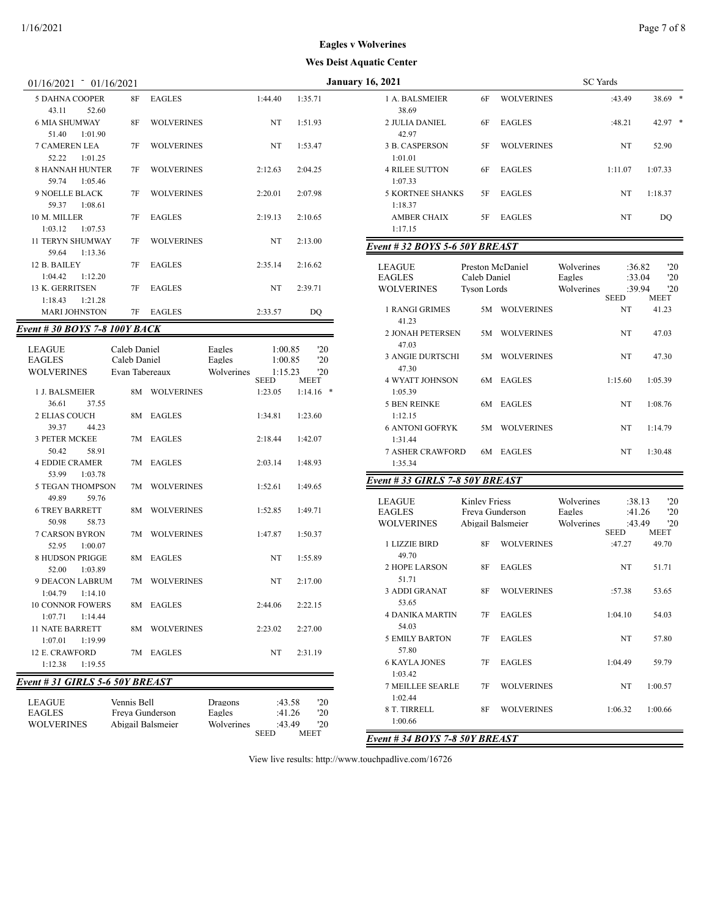Eagles v Wolverines

Wes Deist Aquatic Center

01/16/2021 - 01/16/2021 — January 16, 2021 — SC Yards

| Place/Name | Age | Team | Seed | Meet |
|---|---|---|---|---|
| 5 DAHNA COOPER | 8F | EAGLES | 1:44.40 | 1:35.71 |
| 43.11 52.60 | | | | |
| 6 MIA SHUMWAY | 8F | WOLVERINES | NT | 1:51.93 |
| 51.40 1:01.90 | | | | |
| 7 CAMEREN LEA | 7F | WOLVERINES | NT | 1:53.47 |
| 52.22 1:01.25 | | | | |
| 8 HANNAH HUNTER | 7F | WOLVERINES | 2:12.63 | 2:04.25 |
| 59.74 1:05.46 | | | | |
| 9 NOELLE BLACK | 7F | WOLVERINES | 2:20.01 | 2:07.98 |
| 59.37 1:08.61 | | | | |
| 10 M. MILLER | 7F | EAGLES | 2:19.13 | 2:10.65 |
| 1:03.12 1:07.53 | | | | |
| 11 TERYN SHUMWAY | 7F | WOLVERINES | NT | 2:13.00 |
| 59.64 1:13.36 | | | | |
| 12 B. BAILEY | 7F | EAGLES | 2:35.14 | 2:16.62 |
| 1:04.42 1:12.20 | | | | |
| 13 K. GERRITSEN | 7F | EAGLES | NT | 2:39.71 |
| 1:18.43 1:21.28 | | | | |
| MARI JOHNSTON | 7F | EAGLES | 2:33.57 | DQ |

## Event # 30 BOYS 7-8 100Y BACK

| Record | Name | Team | Time | Year |
|---|---|---|---|---|
| LEAGUE | Caleb Daniel | Eagles | 1:00.85 | '20 |
| EAGLES | Caleb Daniel | Eagles | 1:00.85 | '20 |
| WOLVERINES | Evan Tabereaux | Wolverines | 1:15.23 | '20 |

| Place/Name | Age | Team | Seed | Meet |
|---|---|---|---|---|
| 1 J. BALSMEIER | 8M | WOLVERINES | 1:23.05 | 1:14.16 * |
| 36.61 37.55 | | | | |
| 2 ELIAS COUCH | 8M | EAGLES | 1:34.81 | 1:23.60 |
| 39.37 44.23 | | | | |
| 3 PETER MCKEE | 7M | EAGLES | 2:18.44 | 1:42.07 |
| 50.42 58.91 | | | | |
| 4 EDDIE CRAMER | 7M | EAGLES | 2:03.14 | 1:48.93 |
| 53.99 1:03.78 | | | | |
| 5 TEGAN THOMPSON | 7M | WOLVERINES | 1:52.61 | 1:49.65 |
| 49.89 59.76 | | | | |
| 6 TREY BARRETT | 8M | WOLVERINES | 1:52.85 | 1:49.71 |
| 50.98 58.73 | | | | |
| 7 CARSON BYRON | 7M | WOLVERINES | 1:47.87 | 1:50.37 |
| 52.95 1:00.07 | | | | |
| 8 HUDSON PRIGGE | 8M | EAGLES | NT | 1:55.89 |
| 52.00 1:03.89 | | | | |
| 9 DEACON LABRUM | 7M | WOLVERINES | NT | 2:17.00 |
| 1:04.79 1:14.10 | | | | |
| 10 CONNOR FOWERS | 8M | EAGLES | 2:44.06 | 2:22.15 |
| 1:07.71 1:14.44 | | | | |
| 11 NATE BARRETT | 8M | WOLVERINES | 2:23.02 | 2:27.00 |
| 1:07.01 1:19.99 | | | | |
| 12 E. CRAWFORD | 7M | EAGLES | NT | 2:31.19 |
| 1:12.38 1:19.55 | | | | |

## Event # 31 GIRLS 5-6 50Y BREAST

| Record | Name | Team | Time | Year |
|---|---|---|---|---|
| LEAGUE | Vennis Bell | Dragons | :43.58 | '20 |
| EAGLES | Freya Gunderson | Eagles | :41.26 | '20 |
| WOLVERINES | Abigail Balsmeier | Wolverines | :43.49 | '20 |

| Place/Name | Age | Team | Seed | Meet |
|---|---|---|---|---|
| 1 A. BALSMEIER | 6F | WOLVERINES | :43.49 | 38.69 * |
| 38.69 | | | | |
| 2 JULIA DANIEL | 6F | EAGLES | :48.21 | 42.97 * |
| 42.97 | | | | |
| 3 B. CASPERSON | 5F | WOLVERINES | NT | 52.90 |
| 1:01.01 | | | | |
| 4 RILEE SUTTON | 6F | EAGLES | 1:11.07 | 1:07.33 |
| 1:07.33 | | | | |
| 5 KORTNEE SHANKS | 5F | EAGLES | NT | 1:18.37 |
| 1:18.37 | | | | |
| AMBER CHAIX | 5F | EAGLES | NT | DQ |
| 1:17.15 | | | | |

## Event # 32 BOYS 5-6 50Y BREAST

| Record | Name | Team | Time | Year |
|---|---|---|---|---|
| LEAGUE | Preston McDaniel | Wolverines | :36.82 | '20 |
| EAGLES | Caleb Daniel | Eagles | :33.04 | '20 |
| WOLVERINES | Tyson Lords | Wolverines | :39.94 | '20 |

| Place/Name | Age | Team | Seed | Meet |
|---|---|---|---|---|
| 1 RANGI GRIMES | 5M | WOLVERINES | NT | 41.23 |
| 41.23 | | | | |
| 2 JONAH PETERSEN | 5M | WOLVERINES | NT | 47.03 |
| 47.03 | | | | |
| 3 ANGIE DURTSCHI | 5M | WOLVERINES | NT | 47.30 |
| 47.30 | | | | |
| 4 WYATT JOHNSON | 6M | EAGLES | 1:15.60 | 1:05.39 |
| 1:05.39 | | | | |
| 5 BEN REINKE | 6M | EAGLES | NT | 1:08.76 |
| 1:12.15 | | | | |
| 6 ANTONI GOFRYK | 5M | WOLVERINES | NT | 1:14.79 |
| 1:31.44 | | | | |
| 7 ASHER CRAWFORD | 6M | EAGLES | NT | 1:30.48 |
| 1:35.34 | | | | |

## Event # 33 GIRLS 7-8 50Y BREAST

| Record | Name | Team | Time | Year |
|---|---|---|---|---|
| LEAGUE | Kinley Friess | Wolverines | :38.13 | '20 |
| EAGLES | Freya Gunderson | Eagles | :41.26 | '20 |
| WOLVERINES | Abigail Balsmeier | Wolverines | :43.49 | '20 |

| Place/Name | Age | Team | Seed | Meet |
|---|---|---|---|---|
| 1 LIZZIE BIRD | 8F | WOLVERINES | :47.27 | 49.70 |
| 49.70 | | | | |
| 2 HOPE LARSON | 8F | EAGLES | NT | 51.71 |
| 51.71 | | | | |
| 3 ADDI GRANAT | 8F | WOLVERINES | :57.38 | 53.65 |
| 53.65 | | | | |
| 4 DANIKA MARTIN | 7F | EAGLES | 1:04.10 | 54.03 |
| 54.03 | | | | |
| 5 EMILY BARTON | 7F | EAGLES | NT | 57.80 |
| 57.80 | | | | |
| 6 KAYLA JONES | 7F | EAGLES | 1:04.49 | 59.79 |
| 1:03.42 | | | | |
| 7 MEILLEE SEARLE | 7F | WOLVERINES | NT | 1:00.57 |
| 1:02.44 | | | | |
| 8 T. TIRRELL | 8F | WOLVERINES | 1:06.32 | 1:00.66 |
| 1:00.66 | | | | |

## Event # 34 BOYS 7-8 50Y BREAST

View live results: http://www.touchpadlive.com/16726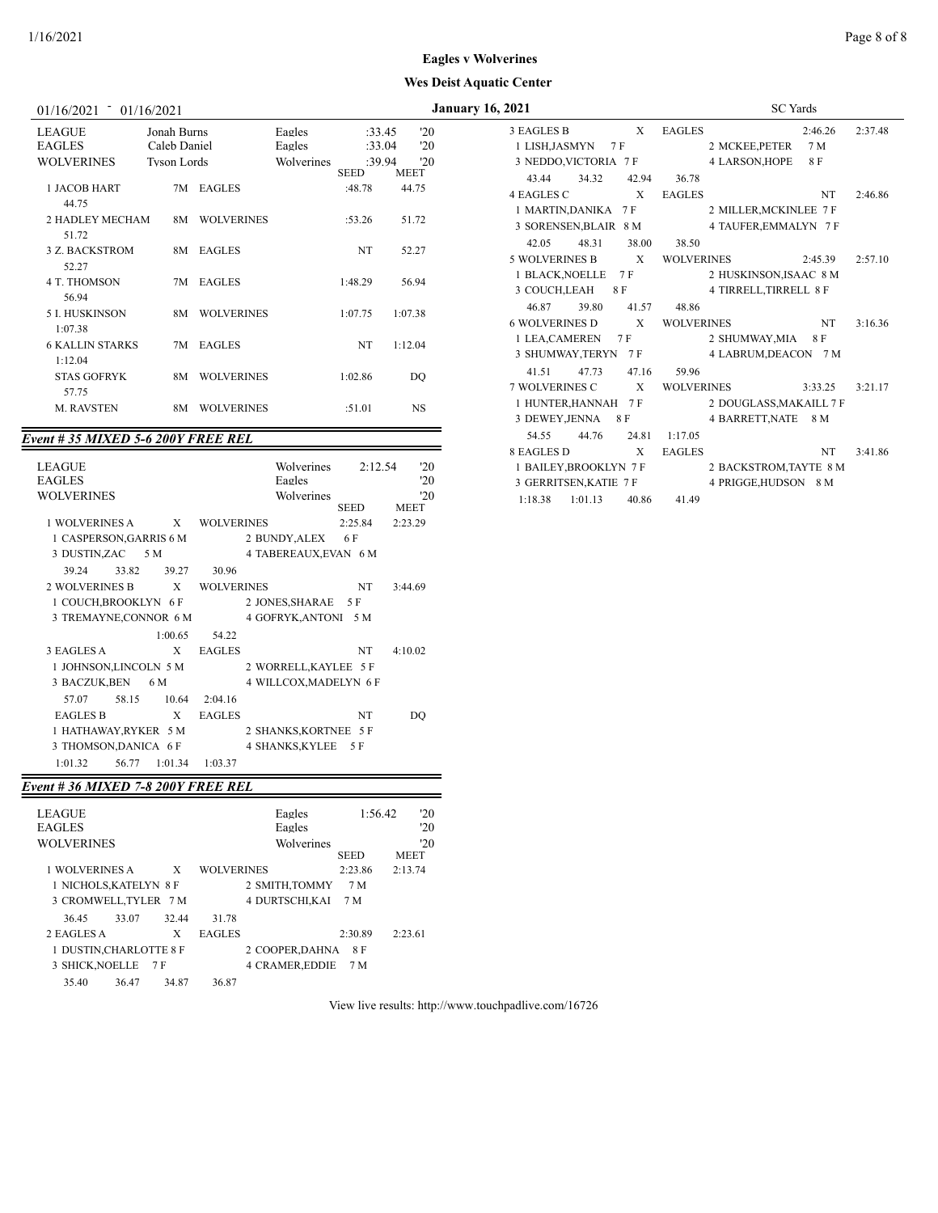## Eagles v Wolverines

### Wes Deist Aquatic Center

01/16/2021 - 01/16/2021 — January 16, 2021 — SC Yards

| | | | | | |
|---|---|---|---|---|---|
| LEAGUE | Jonah Burns | | Eagles | :33.45 | '20 |
| EAGLES | Caleb Daniel | | Eagles | :33.04 | '20 |
| WOLVERINES | Tyson Lords | | Wolverines | :39.94 | '20 |
| | | | | SEED | MEET |
| 1 JACOB HART | 7M | EAGLES | | :48.78 | 44.75 |
| 44.75 | | | | | |
| 2 HADLEY MECHAM | 8M | WOLVERINES | | :53.26 | 51.72 |
| 51.72 | | | | | |
| 3 Z. BACKSTROM | 8M | EAGLES | | NT | 52.27 |
| 52.27 | | | | | |
| 4 T. THOMSON | 7M | EAGLES | | 1:48.29 | 56.94 |
| 56.94 | | | | | |
| 5 I. HUSKINSON | 8M | WOLVERINES | | 1:07.75 | 1:07.38 |
| 1:07.38 | | | | | |
| 6 KALLIN STARKS | 7M | EAGLES | | NT | 1:12.04 |
| 1:12.04 | | | | | |
| STAS GOFRYK | 8M | WOLVERINES | | 1:02.86 | DQ |
| 57.75 | | | | | |
| M. RAVSTEN | 8M | WOLVERINES | | :51.01 | NS |

## Event # 35 MIXED 5-6 200Y FREE REL

| | | | |
|---|---|---|---|
| LEAGUE | Wolverines | 2:12.54 | '20 |
| EAGLES | Eagles | | '20 |
| WOLVERINES | Wolverines | | '20 |
| | | SEED | MEET |

1 WOLVERINES A — X — WOLVERINES — SEED 2:25.84 — MEET 2:23.29
- 1 CASPERSON,GARRIS 6 M
- 2 BUNDY,ALEX 6 F
- 3 DUSTIN,ZAC 5 M
- 4 TABEREAUX,EVAN 6 M
- Splits: 39.24, 33.82, 39.27, 30.96

2 WOLVERINES B — X — WOLVERINES — SEED NT — MEET 3:44.69
- 1 COUCH,BROOKLYN 6 F
- 2 JONES,SHARAE 5 F
- 3 TREMAYNE,CONNOR 6 M
- 4 GOFRYK,ANTONI 5 M
- Splits: 1:00.65, 54.22

3 EAGLES A — X — EAGLES — SEED NT — MEET 4:10.02
- 1 JOHNSON,LINCOLN 5 M
- 2 WORRELL,KAYLEE 5 F
- 3 BACZUK,BEN 6 M
- 4 WILLCOX,MADELYN 6 F
- Splits: 57.07, 58.15, 10.64, 2:04.16

EAGLES B — X — EAGLES — SEED NT — MEET DQ
- 1 HATHAWAY,RYKER 5 M
- 2 SHANKS,KORTNEE 5 F
- 3 THOMSON,DANICA 6 F
- 4 SHANKS,KYLEE 5 F
- Splits: 1:01.32, 56.77, 1:01.34, 1:03.37

## Event # 36 MIXED 7-8 200Y FREE REL

| | | | |
|---|---|---|---|
| LEAGUE | Eagles | 1:56.42 | '20 |
| EAGLES | Eagles | | '20 |
| WOLVERINES | Wolverines | | '20 |
| | | SEED | MEET |

1 WOLVERINES A — X — WOLVERINES — SEED 2:23.86 — MEET 2:13.74
- 1 NICHOLS,KATELYN 8 F
- 2 SMITH,TOMMY 7 M
- 3 CROMWELL,TYLER 7 M
- 4 DURTSCHI,KAI 7 M
- Splits: 36.45, 33.07, 32.44, 31.78

2 EAGLES A — X — EAGLES — SEED 2:30.89 — MEET 2:23.61
- 1 DUSTIN,CHARLOTTE 8 F
- 2 COOPER,DAHNA 8 F
- 3 SHICK,NOELLE 7 F
- 4 CRAMER,EDDIE 7 M
- Splits: 35.40, 36.47, 34.87, 36.87

3 EAGLES B — X — EAGLES — SEED 2:46.26 — MEET 2:37.48
- 1 LISH,JASMYN 7 F
- 2 MCKEE,PETER 7 M
- 3 NEDDO,VICTORIA 7 F
- 4 LARSON,HOPE 8 F
- Splits: 43.44, 34.32, 42.94, 36.78

4 EAGLES C — X — EAGLES — SEED NT — MEET 2:46.86
- 1 MARTIN,DANIKA 7 F
- 2 MILLER,MCKINLEE 7 F
- 3 SORENSEN,BLAIR 8 M
- 4 TAUFER,EMMALYN 7 F
- Splits: 42.05, 48.31, 38.00, 38.50

5 WOLVERINES B — X — WOLVERINES — SEED 2:45.39 — MEET 2:57.10
- 1 BLACK,NOELLE 7 F
- 2 HUSKINSON,ISAAC 8 M
- 3 COUCH,LEAH 8 F
- 4 TIRRELL,TIRRELL 8 F
- Splits: 46.87, 39.80, 41.57, 48.86

6 WOLVERINES D — X — WOLVERINES — SEED NT — MEET 3:16.36
- 1 LEA,CAMEREN 7 F
- 2 SHUMWAY,MIA 8 F
- 3 SHUMWAY,TERYN 7 F
- 4 LABRUM,DEACON 7 M
- Splits: 41.51, 47.73, 47.16, 59.96

7 WOLVERINES C — X — WOLVERINES — SEED 3:33.25 — MEET 3:21.17
- 1 HUNTER,HANNAH 7 F
- 2 DOUGLASS,MAKAILL 7 F
- 3 DEWEY,JENNA 8 F
- 4 BARRETT,NATE 8 M
- Splits: 54.55, 44.76, 24.81, 1:17.05

8 EAGLES D — X — EAGLES — SEED NT — MEET 3:41.86
- 1 BAILEY,BROOKLYN 7 F
- 2 BACKSTROM,TAYTE 8 M
- 3 GERRITSEN,KATIE 7 F
- 4 PRIGGE,HUDSON 8 M
- Splits: 1:18.38, 1:01.13, 40.86, 41.49

View live results: http://www.touchpadlive.com/16726